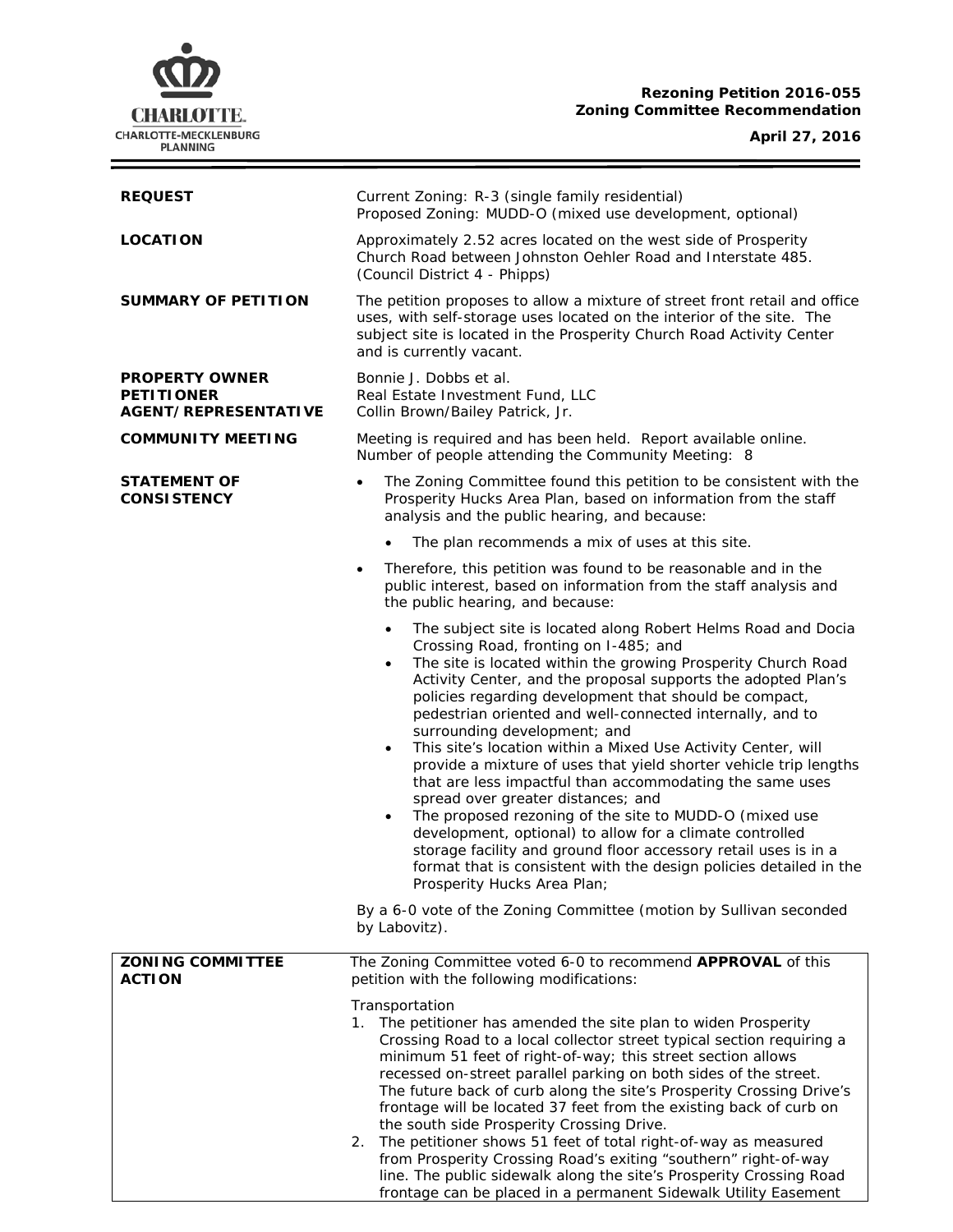**Rezoning Petition 2016-055**
**Zoning Committee Recommendation**

**April 27, 2016**

| | |
|---|---|
| **REQUEST** | Current Zoning: R-3 (single family residential)<br>Proposed Zoning: MUDD-O (mixed use development, optional) |
| **LOCATION** | Approximately 2.52 acres located on the west side of Prosperity Church Road between Johnston Oehler Road and Interstate 485. (Council District 4 - Phipps) |
| **SUMMARY OF PETITION** | The petition proposes to allow a mixture of street front retail and office uses, with self-storage uses located on the interior of the site. The subject site is located in the Prosperity Church Road Activity Center and is currently vacant. |
| **PROPERTY OWNER**<br>**PETITIONER**<br>**AGENT/REPRESENTATIVE** | Bonnie J. Dobbs et al.<br>Real Estate Investment Fund, LLC<br>Collin Brown/Bailey Patrick, Jr. |
| **COMMUNITY MEETING** | Meeting is required and has been held. Report available online.<br>Number of people attending the Community Meeting: 8 |

**STATEMENT OF CONSISTENCY**

- The Zoning Committee found this petition to be consistent with the Prosperity Hucks Area Plan, based on information from the staff analysis and the public hearing, and because:
  - The plan recommends a mix of uses at this site.
- Therefore, this petition was found to be reasonable and in the public interest, based on information from the staff analysis and the public hearing, and because:
  - The subject site is located along Robert Helms Road and Docia Crossing Road, fronting on I-485; and
  - The site is located within the growing Prosperity Church Road Activity Center, and the proposal supports the adopted Plan's policies regarding development that should be compact, pedestrian oriented and well-connected internally, and to surrounding development; and
  - This site's location within a Mixed Use Activity Center, will provide a mixture of uses that yield shorter vehicle trip lengths that are less impactful than accommodating the same uses spread over greater distances; and
  - The proposed rezoning of the site to MUDD-O (mixed use development, optional) to allow for a climate controlled storage facility and ground floor accessory retail uses is in a format that is consistent with the design policies detailed in the Prosperity Hucks Area Plan;

By a 6-0 vote of the Zoning Committee (motion by Sullivan seconded by Labovitz).

**ZONING COMMITTEE ACTION**

The Zoning Committee voted 6-0 to recommend **APPROVAL** of this petition with the following modifications:

Transportation

1. The petitioner has amended the site plan to widen Prosperity Crossing Road to a local collector street typical section requiring a minimum 51 feet of right-of-way; this street section allows recessed on-street parallel parking on both sides of the street. The future back of curb along the site's Prosperity Crossing Drive's frontage will be located 37 feet from the existing back of curb on the south side Prosperity Crossing Drive.
2. The petitioner shows 51 feet of total right-of-way as measured from Prosperity Crossing Road's exiting "southern" right-of-way line. The public sidewalk along the site's Prosperity Crossing Road frontage can be placed in a permanent Sidewalk Utility Easement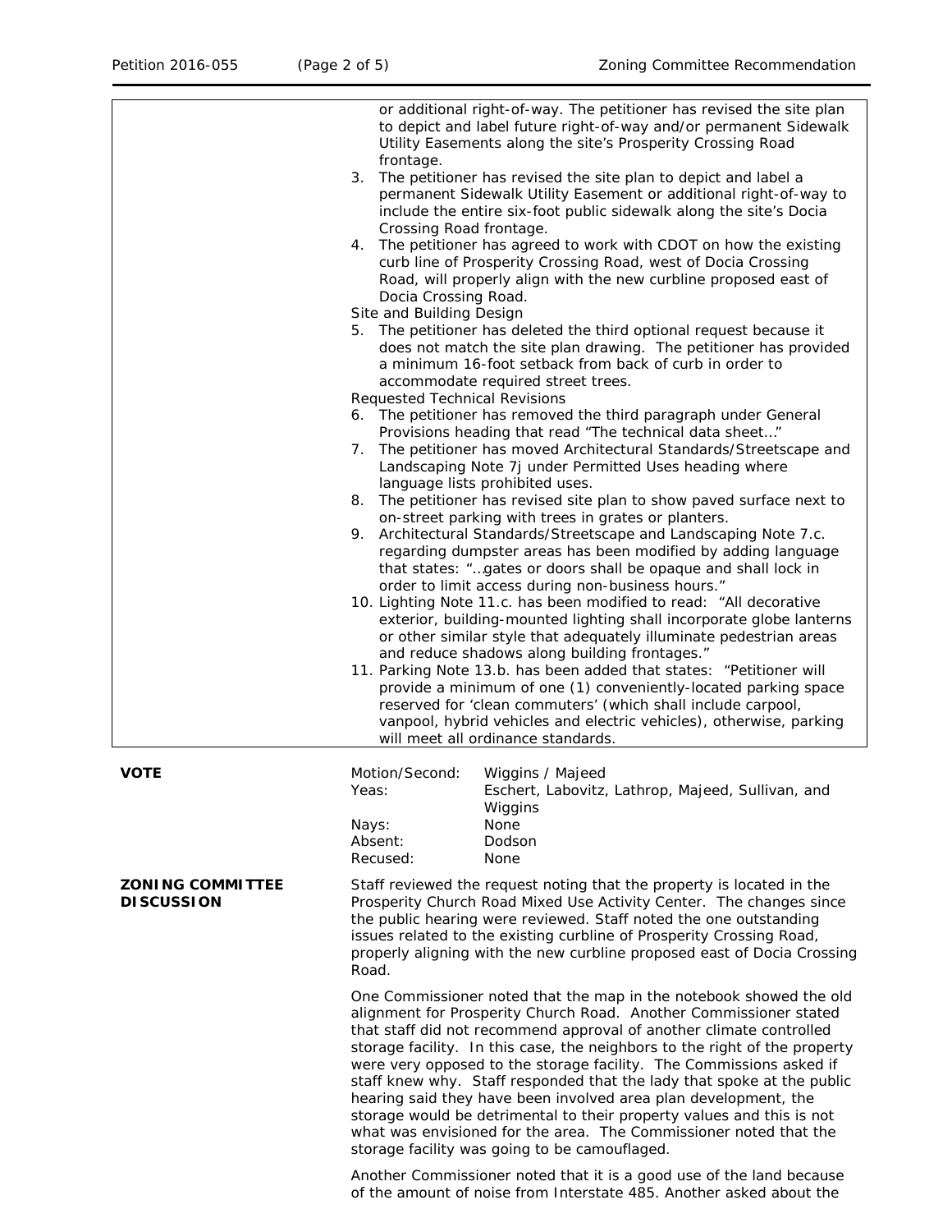or additional right-of-way. The petitioner has revised the site plan to depict and label future right-of-way and/or permanent Sidewalk Utility Easements along the site's Prosperity Crossing Road frontage.

3. The petitioner has revised the site plan to depict and label a permanent Sidewalk Utility Easement or additional right-of-way to include the entire six-foot public sidewalk along the site's Docia Crossing Road frontage.
4. The petitioner has agreed to work with CDOT on how the existing curb line of Prosperity Crossing Road, west of Docia Crossing Road, will properly align with the new curbline proposed east of Docia Crossing Road.

Site and Building Design

5. The petitioner has deleted the third optional request because it does not match the site plan drawing. The petitioner has provided a minimum 16-foot setback from back of curb in order to accommodate required street trees.

Requested Technical Revisions

6. The petitioner has removed the third paragraph under General Provisions heading that read "The technical data sheet…"
7. The petitioner has moved Architectural Standards/Streetscape and Landscaping Note 7j under Permitted Uses heading where language lists prohibited uses.
8. The petitioner has revised site plan to show paved surface next to on-street parking with trees in grates or planters.
9. Architectural Standards/Streetscape and Landscaping Note 7.c. regarding dumpster areas has been modified by adding language that states: "…gates or doors shall be opaque and shall lock in order to limit access during non-business hours."
10. Lighting Note 11.c. has been modified to read: "All decorative exterior, building-mounted lighting shall incorporate globe lanterns or other similar style that adequately illuminate pedestrian areas and reduce shadows along building frontages."
11. Parking Note 13.b. has been added that states: "Petitioner will provide a minimum of one (1) conveniently-located parking space reserved for 'clean commuters' (which shall include carpool, vanpool, hybrid vehicles and electric vehicles), otherwise, parking will meet all ordinance standards.

**VOTE**

| | |
|---|---|
| Motion/Second: | Wiggins / Majeed |
| Yeas: | Eschert, Labovitz, Lathrop, Majeed, Sullivan, and Wiggins |
| Nays: | None |
| Absent: | Dodson |
| Recused: | None |

**ZONING COMMITTEE DISCUSSION**

Staff reviewed the request noting that the property is located in the Prosperity Church Road Mixed Use Activity Center. The changes since the public hearing were reviewed. Staff noted the one outstanding issues related to the existing curbline of Prosperity Crossing Road, properly aligning with the new curbline proposed east of Docia Crossing Road.

One Commissioner noted that the map in the notebook showed the old alignment for Prosperity Church Road. Another Commissioner stated that staff did not recommend approval of another climate controlled storage facility. In this case, the neighbors to the right of the property were very opposed to the storage facility. The Commissions asked if staff knew why. Staff responded that the lady that spoke at the public hearing said they have been involved area plan development, the storage would be detrimental to their property values and this is not what was envisioned for the area. The Commissioner noted that the storage facility was going to be camouflaged.

Another Commissioner noted that it is a good use of the land because of the amount of noise from Interstate 485. Another asked about the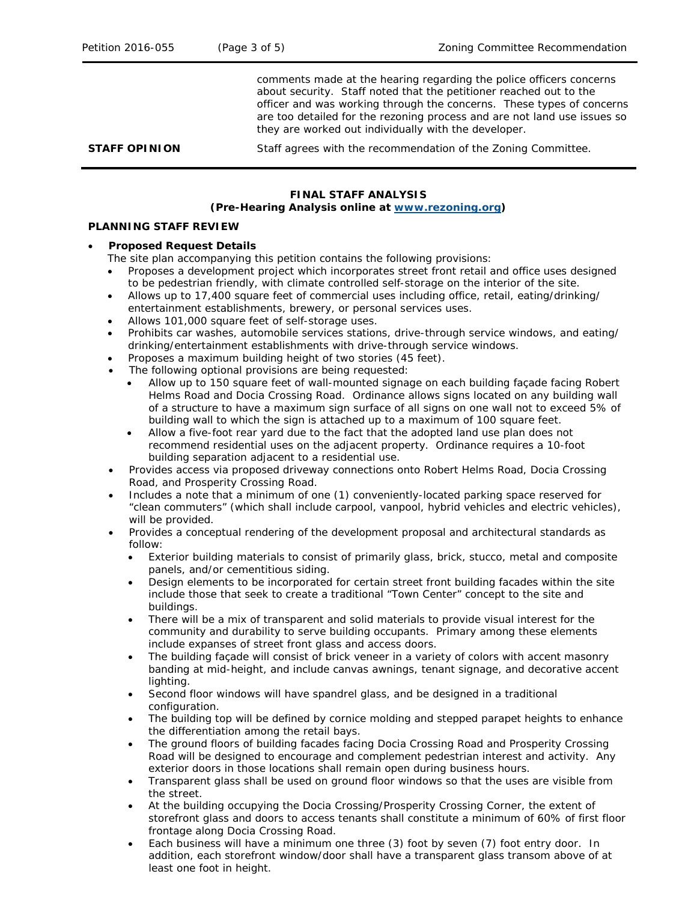| | |
|---|---|
| | comments made at the hearing regarding the police officers concerns about security. Staff noted that the petitioner reached out to the officer and was working through the concerns. These types of concerns are too detailed for the rezoning process and are not land use issues so they are worked out individually with the developer. |
| **STAFF OPINION** | Staff agrees with the recommendation of the Zoning Committee. |

## FINAL STAFF ANALYSIS
**(Pre-Hearing Analysis online at [www.rezoning.org](www.rezoning.org))**

### PLANNING STAFF REVIEW

- **Proposed Request Details**

  The site plan accompanying this petition contains the following provisions:
  - Proposes a development project which incorporates street front retail and office uses designed to be pedestrian friendly, with climate controlled self-storage on the interior of the site.
  - Allows up to 17,400 square feet of commercial uses including office, retail, eating/drinking/entertainment establishments, brewery, or personal services uses.
  - Allows 101,000 square feet of self-storage uses.
  - Prohibits car washes, automobile services stations, drive-through service windows, and eating/drinking/entertainment establishments with drive-through service windows.
  - Proposes a maximum building height of two stories (45 feet).
  - The following optional provisions are being requested:
    - Allow up to 150 square feet of wall-mounted signage on each building façade facing Robert Helms Road and Docia Crossing Road. Ordinance allows signs located on any building wall of a structure to have a maximum sign surface of all signs on one wall not to exceed 5% of building wall to which the sign is attached up to a maximum of 100 square feet.
    - Allow a five-foot rear yard due to the fact that the adopted land use plan does not recommend residential uses on the adjacent property. Ordinance requires a 10-foot building separation adjacent to a residential use.
  - Provides access via proposed driveway connections onto Robert Helms Road, Docia Crossing Road, and Prosperity Crossing Road.
  - Includes a note that a minimum of one (1) conveniently-located parking space reserved for "clean commuters" (which shall include carpool, vanpool, hybrid vehicles and electric vehicles), will be provided.
  - Provides a conceptual rendering of the development proposal and architectural standards as follow:
    - Exterior building materials to consist of primarily glass, brick, stucco, metal and composite panels, and/or cementitious siding.
    - Design elements to be incorporated for certain street front building facades within the site include those that seek to create a traditional "Town Center" concept to the site and buildings.
    - There will be a mix of transparent and solid materials to provide visual interest for the community and durability to serve building occupants. Primary among these elements include expanses of street front glass and access doors.
    - The building façade will consist of brick veneer in a variety of colors with accent masonry banding at mid-height, and include canvas awnings, tenant signage, and decorative accent lighting.
    - Second floor windows will have spandrel glass, and be designed in a traditional configuration.
    - The building top will be defined by cornice molding and stepped parapet heights to enhance the differentiation among the retail bays.
    - The ground floors of building facades facing Docia Crossing Road and Prosperity Crossing Road will be designed to encourage and complement pedestrian interest and activity. Any exterior doors in those locations shall remain open during business hours.
    - Transparent glass shall be used on ground floor windows so that the uses are visible from the street.
    - At the building occupying the Docia Crossing/Prosperity Crossing Corner, the extent of storefront glass and doors to access tenants shall constitute a minimum of 60% of first floor frontage along Docia Crossing Road.
    - Each business will have a minimum one three (3) foot by seven (7) foot entry door. In addition, each storefront window/door shall have a transparent glass transom above of at least one foot in height.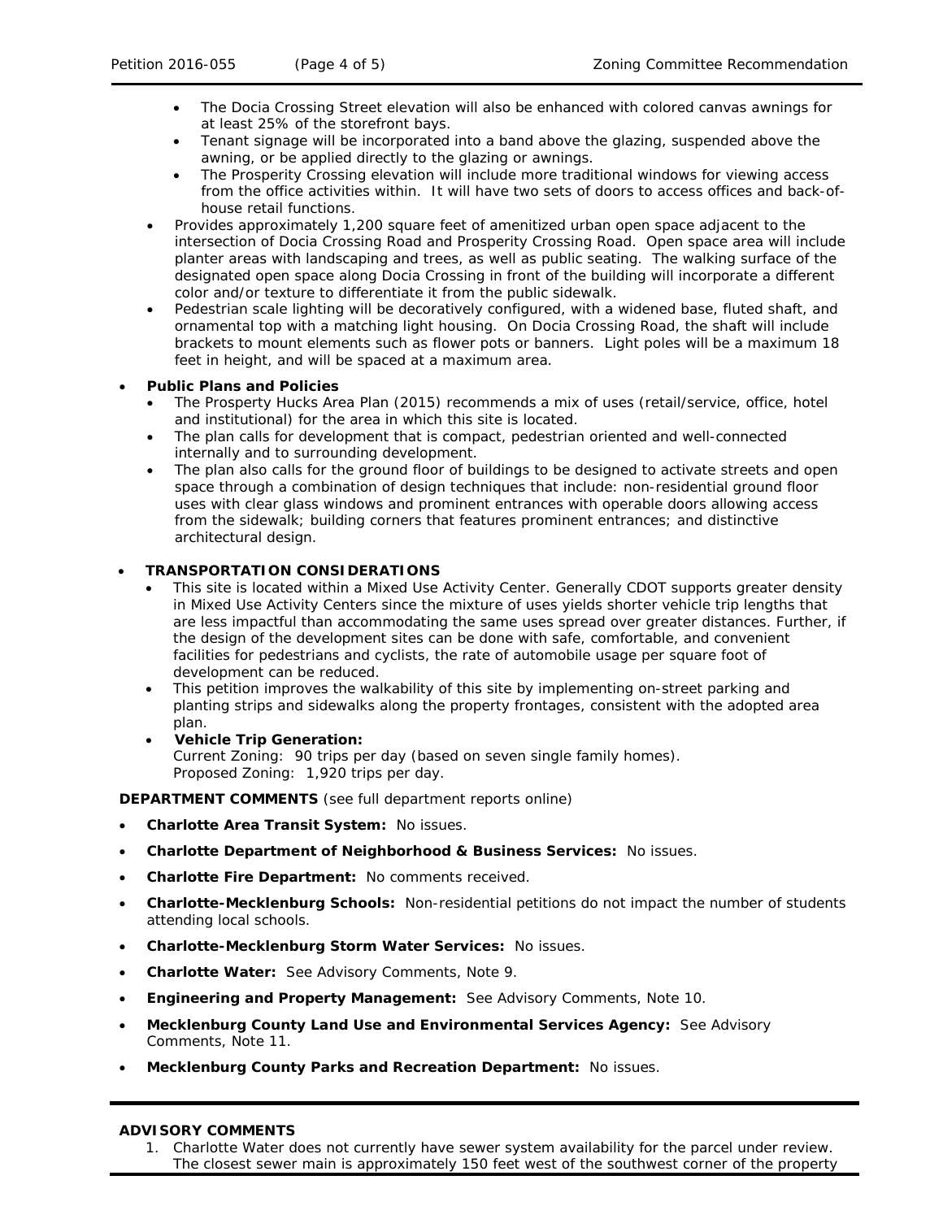- The Docia Crossing Street elevation will also be enhanced with colored canvas awnings for at least 25% of the storefront bays.
    - Tenant signage will be incorporated into a band above the glazing, suspended above the awning, or be applied directly to the glazing or awnings.
    - The Prosperity Crossing elevation will include more traditional windows for viewing access from the office activities within. It will have two sets of doors to access offices and back-of-house retail functions.
  - Provides approximately 1,200 square feet of amenitized urban open space adjacent to the intersection of Docia Crossing Road and Prosperity Crossing Road. Open space area will include planter areas with landscaping and trees, as well as public seating. The walking surface of the designated open space along Docia Crossing in front of the building will incorporate a different color and/or texture to differentiate it from the public sidewalk.
  - Pedestrian scale lighting will be decoratively configured, with a widened base, fluted shaft, and ornamental top with a matching light housing. On Docia Crossing Road, the shaft will include brackets to mount elements such as flower pots or banners. Light poles will be a maximum 18 feet in height, and will be spaced at a maximum area.

- **Public Plans and Policies**
  - The Prosperity Hucks Area Plan (2015) recommends a mix of uses (retail/service, office, hotel and institutional) for the area in which this site is located.
  - The plan calls for development that is compact, pedestrian oriented and well-connected internally and to surrounding development.
  - The plan also calls for the ground floor of buildings to be designed to activate streets and open space through a combination of design techniques that include: non-residential ground floor uses with clear glass windows and prominent entrances with operable doors allowing access from the sidewalk; building corners that features prominent entrances; and distinctive architectural design.

- **TRANSPORTATION CONSIDERATIONS**
  - This site is located within a Mixed Use Activity Center. Generally CDOT supports greater density in Mixed Use Activity Centers since the mixture of uses yields shorter vehicle trip lengths that are less impactful than accommodating the same uses spread over greater distances. Further, if the design of the development sites can be done with safe, comfortable, and convenient facilities for pedestrians and cyclists, the rate of automobile usage per square foot of development can be reduced.
  - This petition improves the walkability of this site by implementing on-street parking and planting strips and sidewalks along the property frontages, consistent with the adopted area plan.
  - **Vehicle Trip Generation:**
    Current Zoning: 90 trips per day (based on seven single family homes).
    Proposed Zoning: 1,920 trips per day.

**DEPARTMENT COMMENTS** (see full department reports online)

- **Charlotte Area Transit System:** No issues.
- **Charlotte Department of Neighborhood & Business Services:** No issues.
- **Charlotte Fire Department:** No comments received.
- **Charlotte-Mecklenburg Schools:** Non-residential petitions do not impact the number of students attending local schools.
- **Charlotte-Mecklenburg Storm Water Services:** No issues.
- **Charlotte Water:** See Advisory Comments, Note 9.
- **Engineering and Property Management:** See Advisory Comments, Note 10.
- **Mecklenburg County Land Use and Environmental Services Agency:** See Advisory Comments, Note 11.
- **Mecklenburg County Parks and Recreation Department:** No issues.

**ADVISORY COMMENTS**

1. Charlotte Water does not currently have sewer system availability for the parcel under review. The closest sewer main is approximately 150 feet west of the southwest corner of the property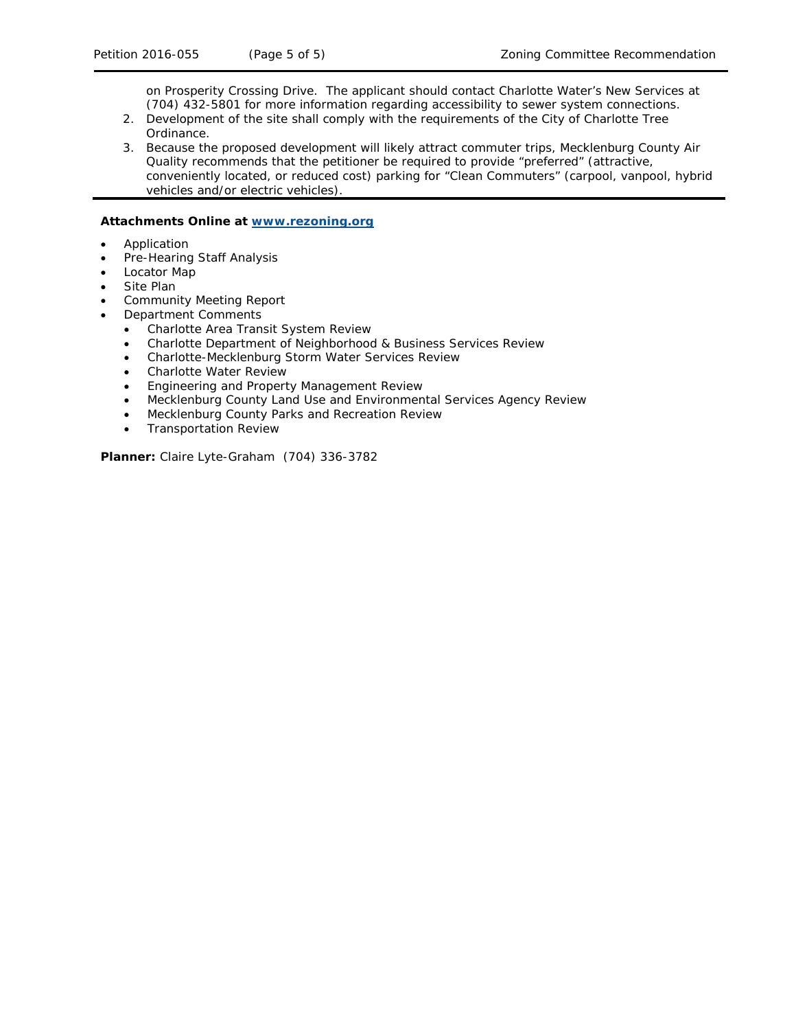on Prosperity Crossing Drive. The applicant should contact Charlotte Water's New Services at (704) 432-5801 for more information regarding accessibility to sewer system connections.

2. Development of the site shall comply with the requirements of the City of Charlotte Tree Ordinance.
3. Because the proposed development will likely attract commuter trips, Mecklenburg County Air Quality recommends that the petitioner be required to provide "preferred" (attractive, conveniently located, or reduced cost) parking for "Clean Commuters" (carpool, vanpool, hybrid vehicles and/or electric vehicles).

---

**Attachments Online at [www.rezoning.org](www.rezoning.org)**

- Application
- Pre-Hearing Staff Analysis
- Locator Map
- Site Plan
- Community Meeting Report
- Department Comments
  - Charlotte Area Transit System Review
  - Charlotte Department of Neighborhood & Business Services Review
  - Charlotte-Mecklenburg Storm Water Services Review
  - Charlotte Water Review
  - Engineering and Property Management Review
  - Mecklenburg County Land Use and Environmental Services Agency Review
  - Mecklenburg County Parks and Recreation Review
  - Transportation Review

**Planner:** Claire Lyte-Graham (704) 336-3782